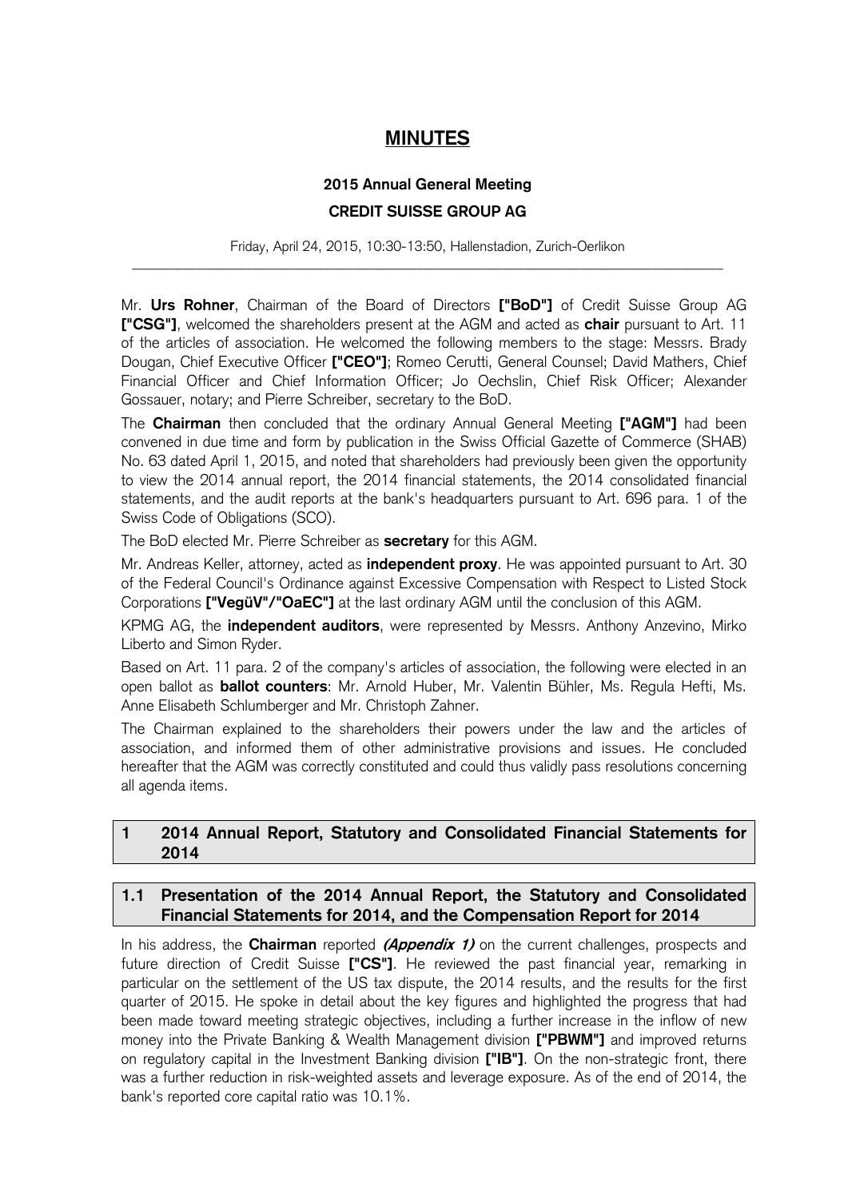# MINUTES

## 2015 Annual General Meeting

## CREDIT SUISSE GROUP AG

Friday, April 24, 2015, 10:30-13:50, Hallenstadion, Zurich-Oerlikon

---

Mr. **Urs Rohner**, Chairman of the Board of Directors **["BoD"]** of Credit Suisse Group AG **["CSG"]**, welcomed the shareholders present at the AGM and acted as **chair** pursuant to Art. 11 of the articles of association. He welcomed the following members to the stage: Messrs. Brady Dougan, Chief Executive Officer **["CEO"]**; Romeo Cerutti, General Counsel; David Mathers, Chief Financial Officer and Chief Information Officer; Jo Oechslin, Chief Risk Officer; Alexander Gossauer, notary; and Pierre Schreiber, secretary to the BoD.

The **Chairman** then concluded that the ordinary Annual General Meeting **["AGM"]** had been convened in due time and form by publication in the Swiss Official Gazette of Commerce (SHAB) No. 63 dated April 1, 2015, and noted that shareholders had previously been given the opportunity to view the 2014 annual report, the 2014 financial statements, the 2014 consolidated financial statements, and the audit reports at the bank's headquarters pursuant to Art. 696 para. 1 of the Swiss Code of Obligations (SCO).

The BoD elected Mr. Pierre Schreiber as **secretary** for this AGM.

Mr. Andreas Keller, attorney, acted as **independent proxy**. He was appointed pursuant to Art. 30 of the Federal Council's Ordinance against Excessive Compensation with Respect to Listed Stock Corporations **["VegüV"/"OaEC"]** at the last ordinary AGM until the conclusion of this AGM.

KPMG AG, the **independent auditors**, were represented by Messrs. Anthony Anzevino, Mirko Liberto and Simon Ryder.

Based on Art. 11 para. 2 of the company's articles of association, the following were elected in an open ballot as **ballot counters**: Mr. Arnold Huber, Mr. Valentin Bühler, Ms. Regula Hefti, Ms. Anne Elisabeth Schlumberger and Mr. Christoph Zahner.

The Chairman explained to the shareholders their powers under the law and the articles of association, and informed them of other administrative provisions and issues. He concluded hereafter that the AGM was correctly constituted and could thus validly pass resolutions concerning all agenda items.

## 1 2014 Annual Report, Statutory and Consolidated Financial Statements for 2014

### 1.1 Presentation of the 2014 Annual Report, the Statutory and Consolidated Financial Statements for 2014, and the Compensation Report for 2014

In his address, the **Chairman** reported ***(Appendix 1)*** on the current challenges, prospects and future direction of Credit Suisse **["CS"]**. He reviewed the past financial year, remarking in particular on the settlement of the US tax dispute, the 2014 results, and the results for the first quarter of 2015. He spoke in detail about the key figures and highlighted the progress that had been made toward meeting strategic objectives, including a further increase in the inflow of new money into the Private Banking & Wealth Management division **["PBWM"]** and improved returns on regulatory capital in the Investment Banking division **["IB"]**. On the non-strategic front, there was a further reduction in risk-weighted assets and leverage exposure. As of the end of 2014, the bank's reported core capital ratio was 10.1%.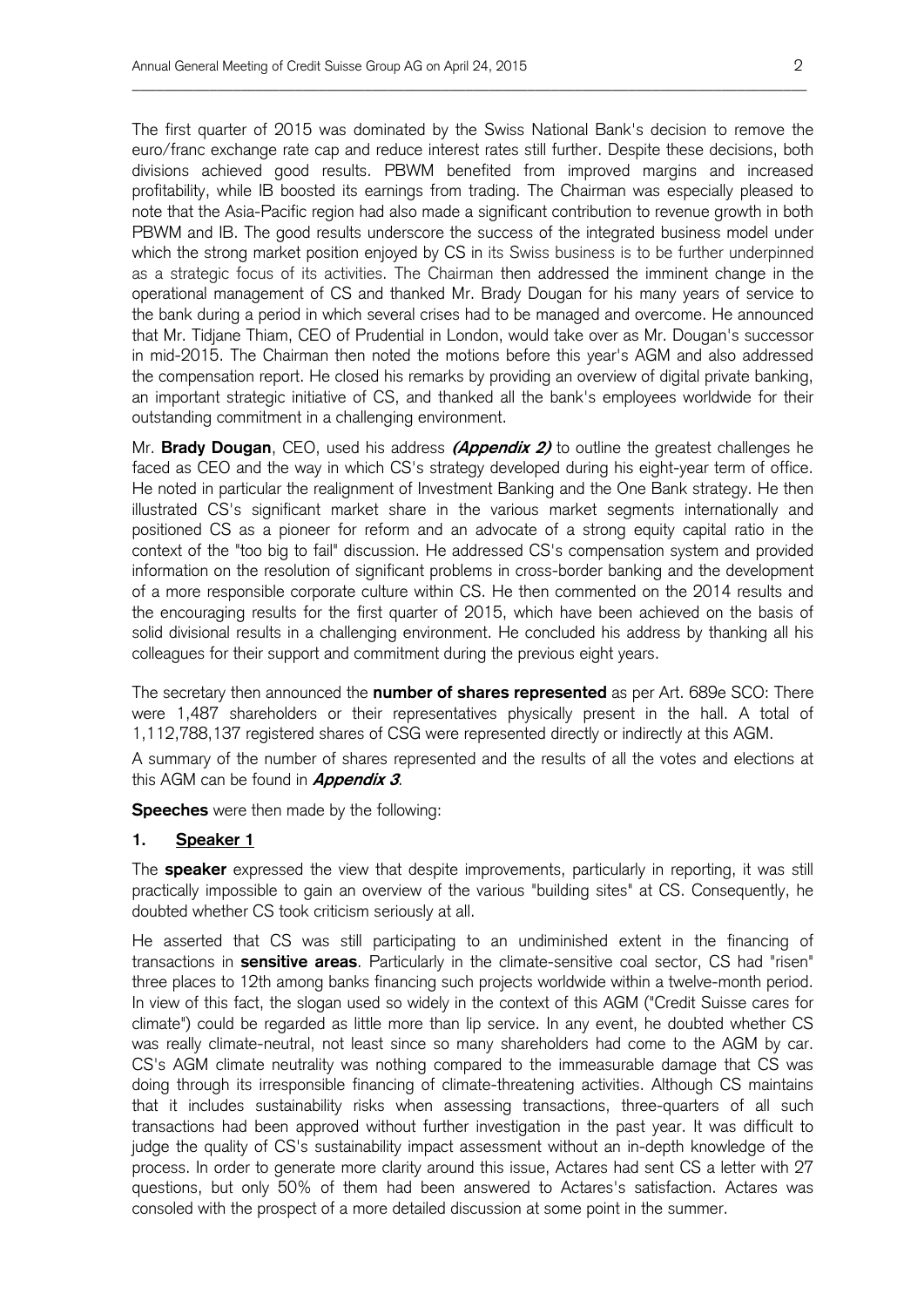The first quarter of 2015 was dominated by the Swiss National Bank's decision to remove the euro/franc exchange rate cap and reduce interest rates still further. Despite these decisions, both divisions achieved good results. PBWM benefited from improved margins and increased profitability, while IB boosted its earnings from trading. The Chairman was especially pleased to note that the Asia-Pacific region had also made a significant contribution to revenue growth in both PBWM and IB. The good results underscore the success of the integrated business model under which the strong market position enjoyed by CS in its Swiss business is to be further underpinned as a strategic focus of its activities. The Chairman then addressed the imminent change in the operational management of CS and thanked Mr. Brady Dougan for his many years of service to the bank during a period in which several crises had to be managed and overcome. He announced that Mr. Tidjane Thiam, CEO of Prudential in London, would take over as Mr. Dougan's successor in mid-2015. The Chairman then noted the motions before this year's AGM and also addressed the compensation report. He closed his remarks by providing an overview of digital private banking, an important strategic initiative of CS, and thanked all the bank's employees worldwide for their outstanding commitment in a challenging environment.

Mr. **Brady Dougan**, CEO, used his address ***(Appendix 2)*** to outline the greatest challenges he faced as CEO and the way in which CS's strategy developed during his eight-year term of office. He noted in particular the realignment of Investment Banking and the One Bank strategy. He then illustrated CS's significant market share in the various market segments internationally and positioned CS as a pioneer for reform and an advocate of a strong equity capital ratio in the context of the "too big to fail" discussion. He addressed CS's compensation system and provided information on the resolution of significant problems in cross-border banking and the development of a more responsible corporate culture within CS. He then commented on the 2014 results and the encouraging results for the first quarter of 2015, which have been achieved on the basis of solid divisional results in a challenging environment. He concluded his address by thanking all his colleagues for their support and commitment during the previous eight years.

The secretary then announced the **number of shares represented** as per Art. 689e SCO: There were 1,487 shareholders or their representatives physically present in the hall. A total of 1,112,788,137 registered shares of CSG were represented directly or indirectly at this AGM.

A summary of the number of shares represented and the results of all the votes and elections at this AGM can be found in ***Appendix 3***.

**Speeches** were then made by the following:

## 1. Speaker 1

The **speaker** expressed the view that despite improvements, particularly in reporting, it was still practically impossible to gain an overview of the various "building sites" at CS. Consequently, he doubted whether CS took criticism seriously at all.

He asserted that CS was still participating to an undiminished extent in the financing of transactions in **sensitive areas**. Particularly in the climate-sensitive coal sector, CS had "risen" three places to 12th among banks financing such projects worldwide within a twelve-month period. In view of this fact, the slogan used so widely in the context of this AGM ("Credit Suisse cares for climate") could be regarded as little more than lip service. In any event, he doubted whether CS was really climate-neutral, not least since so many shareholders had come to the AGM by car. CS's AGM climate neutrality was nothing compared to the immeasurable damage that CS was doing through its irresponsible financing of climate-threatening activities. Although CS maintains that it includes sustainability risks when assessing transactions, three-quarters of all such transactions had been approved without further investigation in the past year. It was difficult to judge the quality of CS's sustainability impact assessment without an in-depth knowledge of the process. In order to generate more clarity around this issue, Actares had sent CS a letter with 27 questions, but only 50% of them had been answered to Actares's satisfaction. Actares was consoled with the prospect of a more detailed discussion at some point in the summer.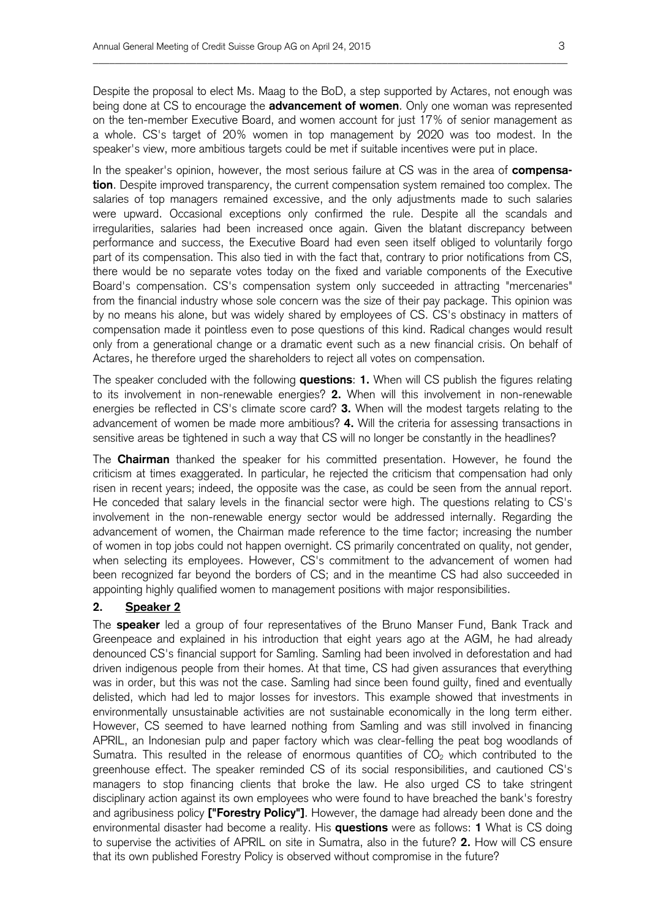Despite the proposal to elect Ms. Maag to the BoD, a step supported by Actares, not enough was being done at CS to encourage the **advancement of women**. Only one woman was represented on the ten-member Executive Board, and women account for just 17% of senior management as a whole. CS's target of 20% women in top management by 2020 was too modest. In the speaker's view, more ambitious targets could be met if suitable incentives were put in place.

In the speaker's opinion, however, the most serious failure at CS was in the area of **compensation**. Despite improved transparency, the current compensation system remained too complex. The salaries of top managers remained excessive, and the only adjustments made to such salaries were upward. Occasional exceptions only confirmed the rule. Despite all the scandals and irregularities, salaries had been increased once again. Given the blatant discrepancy between performance and success, the Executive Board had even seen itself obliged to voluntarily forgo part of its compensation. This also tied in with the fact that, contrary to prior notifications from CS, there would be no separate votes today on the fixed and variable components of the Executive Board's compensation. CS's compensation system only succeeded in attracting "mercenaries" from the financial industry whose sole concern was the size of their pay package. This opinion was by no means his alone, but was widely shared by employees of CS. CS's obstinacy in matters of compensation made it pointless even to pose questions of this kind. Radical changes would result only from a generational change or a dramatic event such as a new financial crisis. On behalf of Actares, he therefore urged the shareholders to reject all votes on compensation.

The speaker concluded with the following **questions**: **1.** When will CS publish the figures relating to its involvement in non-renewable energies? **2.** When will this involvement in non-renewable energies be reflected in CS's climate score card? **3.** When will the modest targets relating to the advancement of women be made more ambitious? **4.** Will the criteria for assessing transactions in sensitive areas be tightened in such a way that CS will no longer be constantly in the headlines?

The **Chairman** thanked the speaker for his committed presentation. However, he found the criticism at times exaggerated. In particular, he rejected the criticism that compensation had only risen in recent years; indeed, the opposite was the case, as could be seen from the annual report. He conceded that salary levels in the financial sector were high. The questions relating to CS's involvement in the non-renewable energy sector would be addressed internally. Regarding the advancement of women, the Chairman made reference to the time factor; increasing the number of women in top jobs could not happen overnight. CS primarily concentrated on quality, not gender, when selecting its employees. However, CS's commitment to the advancement of women had been recognized far beyond the borders of CS; and in the meantime CS had also succeeded in appointing highly qualified women to management positions with major responsibilities.

## 2. Speaker 2

The **speaker** led a group of four representatives of the Bruno Manser Fund, Bank Track and Greenpeace and explained in his introduction that eight years ago at the AGM, he had already denounced CS's financial support for Samling. Samling had been involved in deforestation and had driven indigenous people from their homes. At that time, CS had given assurances that everything was in order, but this was not the case. Samling had since been found guilty, fined and eventually delisted, which had led to major losses for investors. This example showed that investments in environmentally unsustainable activities are not sustainable economically in the long term either. However, CS seemed to have learned nothing from Samling and was still involved in financing APRIL, an Indonesian pulp and paper factory which was clear-felling the peat bog woodlands of Sumatra. This resulted in the release of enormous quantities of $CO_2$ which contributed to the greenhouse effect. The speaker reminded CS of its social responsibilities, and cautioned CS's managers to stop financing clients that broke the law. He also urged CS to take stringent disciplinary action against its own employees who were found to have breached the bank's forestry and agribusiness policy **["Forestry Policy"]**. However, the damage had already been done and the environmental disaster had become a reality. His **questions** were as follows: **1** What is CS doing to supervise the activities of APRIL on site in Sumatra, also in the future? **2.** How will CS ensure that its own published Forestry Policy is observed without compromise in the future?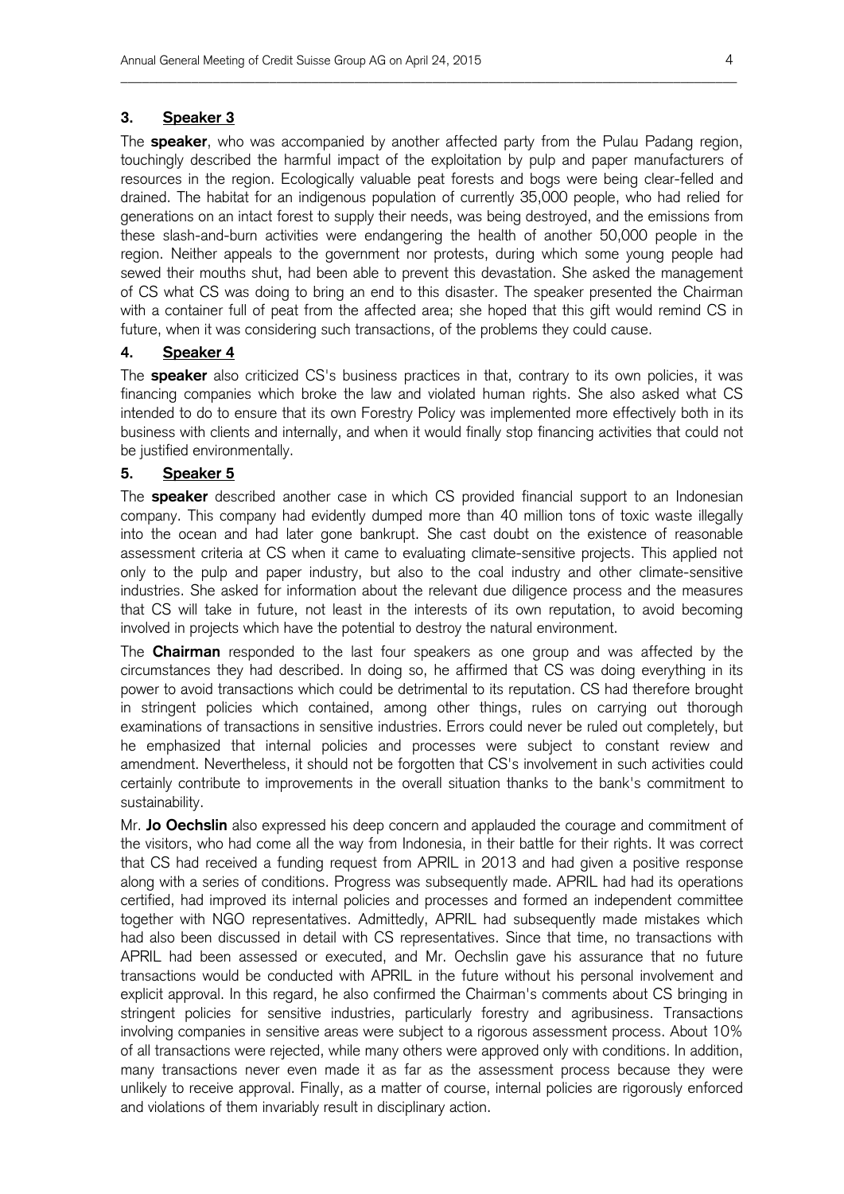## 3. Speaker 3

The **speaker**, who was accompanied by another affected party from the Pulau Padang region, touchingly described the harmful impact of the exploitation by pulp and paper manufacturers of resources in the region. Ecologically valuable peat forests and bogs were being clear-felled and drained. The habitat for an indigenous population of currently 35,000 people, who had relied for generations on an intact forest to supply their needs, was being destroyed, and the emissions from these slash-and-burn activities were endangering the health of another 50,000 people in the region. Neither appeals to the government nor protests, during which some young people had sewed their mouths shut, had been able to prevent this devastation. She asked the management of CS what CS was doing to bring an end to this disaster. The speaker presented the Chairman with a container full of peat from the affected area; she hoped that this gift would remind CS in future, when it was considering such transactions, of the problems they could cause.

## 4. Speaker 4

The **speaker** also criticized CS's business practices in that, contrary to its own policies, it was financing companies which broke the law and violated human rights. She also asked what CS intended to do to ensure that its own Forestry Policy was implemented more effectively both in its business with clients and internally, and when it would finally stop financing activities that could not be justified environmentally.

## 5. Speaker 5

The **speaker** described another case in which CS provided financial support to an Indonesian company. This company had evidently dumped more than 40 million tons of toxic waste illegally into the ocean and had later gone bankrupt. She cast doubt on the existence of reasonable assessment criteria at CS when it came to evaluating climate-sensitive projects. This applied not only to the pulp and paper industry, but also to the coal industry and other climate-sensitive industries. She asked for information about the relevant due diligence process and the measures that CS will take in future, not least in the interests of its own reputation, to avoid becoming involved in projects which have the potential to destroy the natural environment.

The **Chairman** responded to the last four speakers as one group and was affected by the circumstances they had described. In doing so, he affirmed that CS was doing everything in its power to avoid transactions which could be detrimental to its reputation. CS had therefore brought in stringent policies which contained, among other things, rules on carrying out thorough examinations of transactions in sensitive industries. Errors could never be ruled out completely, but he emphasized that internal policies and processes were subject to constant review and amendment. Nevertheless, it should not be forgotten that CS's involvement in such activities could certainly contribute to improvements in the overall situation thanks to the bank's commitment to sustainability.

Mr. **Jo Oechslin** also expressed his deep concern and applauded the courage and commitment of the visitors, who had come all the way from Indonesia, in their battle for their rights. It was correct that CS had received a funding request from APRIL in 2013 and had given a positive response along with a series of conditions. Progress was subsequently made. APRIL had had its operations certified, had improved its internal policies and processes and formed an independent committee together with NGO representatives. Admittedly, APRIL had subsequently made mistakes which had also been discussed in detail with CS representatives. Since that time, no transactions with APRIL had been assessed or executed, and Mr. Oechslin gave his assurance that no future transactions would be conducted with APRIL in the future without his personal involvement and explicit approval. In this regard, he also confirmed the Chairman's comments about CS bringing in stringent policies for sensitive industries, particularly forestry and agribusiness. Transactions involving companies in sensitive areas were subject to a rigorous assessment process. About 10% of all transactions were rejected, while many others were approved only with conditions. In addition, many transactions never even made it as far as the assessment process because they were unlikely to receive approval. Finally, as a matter of course, internal policies are rigorously enforced and violations of them invariably result in disciplinary action.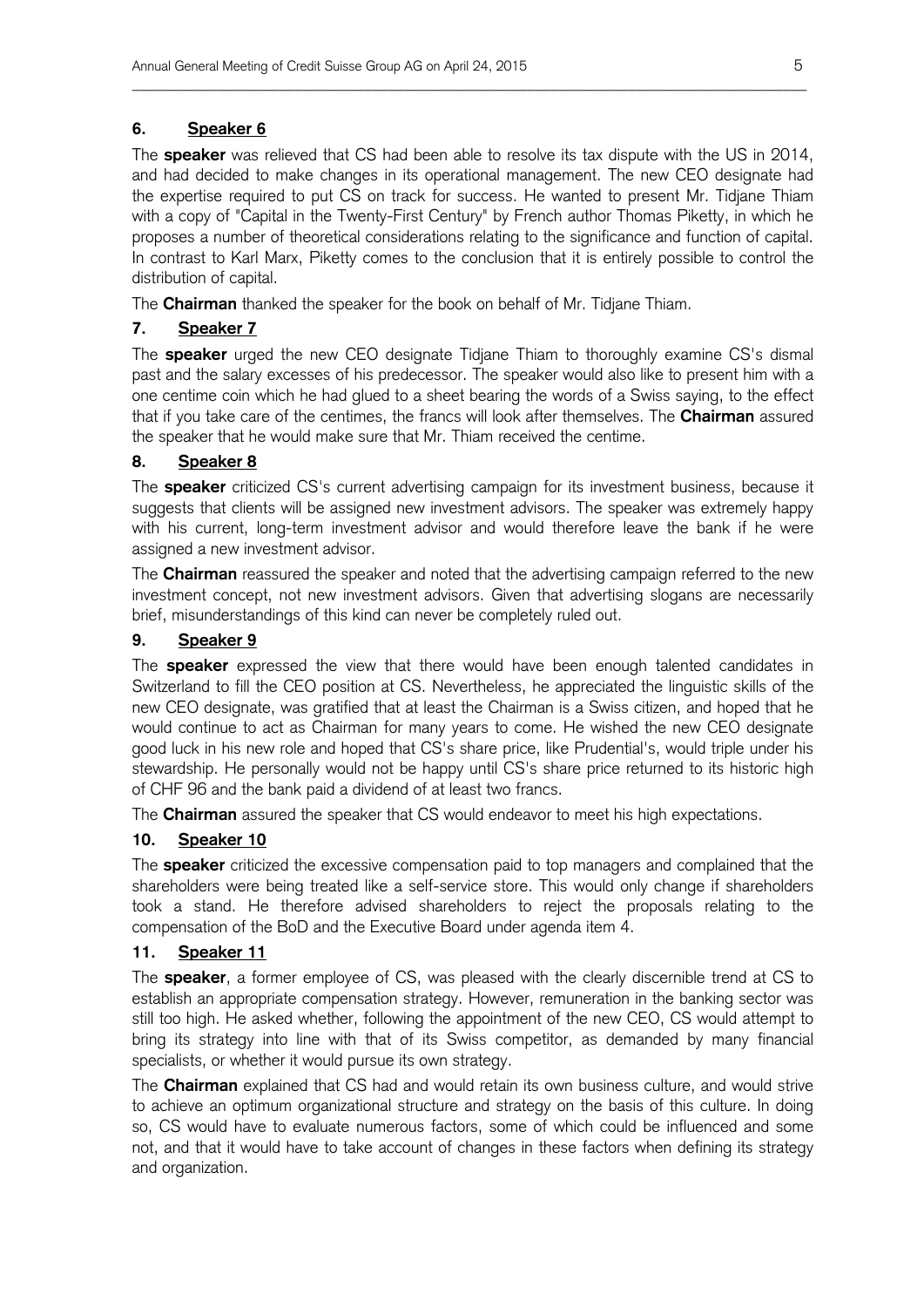### 6. Speaker 6

The **speaker** was relieved that CS had been able to resolve its tax dispute with the US in 2014, and had decided to make changes in its operational management. The new CEO designate had the expertise required to put CS on track for success. He wanted to present Mr. Tidjane Thiam with a copy of "Capital in the Twenty-First Century" by French author Thomas Piketty, in which he proposes a number of theoretical considerations relating to the significance and function of capital. In contrast to Karl Marx, Piketty comes to the conclusion that it is entirely possible to control the distribution of capital.

The **Chairman** thanked the speaker for the book on behalf of Mr. Tidjane Thiam.

### 7. Speaker 7

The **speaker** urged the new CEO designate Tidjane Thiam to thoroughly examine CS's dismal past and the salary excesses of his predecessor. The speaker would also like to present him with a one centime coin which he had glued to a sheet bearing the words of a Swiss saying, to the effect that if you take care of the centimes, the francs will look after themselves. The **Chairman** assured the speaker that he would make sure that Mr. Thiam received the centime.

### 8. Speaker 8

The **speaker** criticized CS's current advertising campaign for its investment business, because it suggests that clients will be assigned new investment advisors. The speaker was extremely happy with his current, long-term investment advisor and would therefore leave the bank if he were assigned a new investment advisor.

The **Chairman** reassured the speaker and noted that the advertising campaign referred to the new investment concept, not new investment advisors. Given that advertising slogans are necessarily brief, misunderstandings of this kind can never be completely ruled out.

### 9. Speaker 9

The **speaker** expressed the view that there would have been enough talented candidates in Switzerland to fill the CEO position at CS. Nevertheless, he appreciated the linguistic skills of the new CEO designate, was gratified that at least the Chairman is a Swiss citizen, and hoped that he would continue to act as Chairman for many years to come. He wished the new CEO designate good luck in his new role and hoped that CS's share price, like Prudential's, would triple under his stewardship. He personally would not be happy until CS's share price returned to its historic high of CHF 96 and the bank paid a dividend of at least two francs.

The **Chairman** assured the speaker that CS would endeavor to meet his high expectations.

### 10. Speaker 10

The **speaker** criticized the excessive compensation paid to top managers and complained that the shareholders were being treated like a self-service store. This would only change if shareholders took a stand. He therefore advised shareholders to reject the proposals relating to the compensation of the BoD and the Executive Board under agenda item 4.

### 11. Speaker 11

The **speaker**, a former employee of CS, was pleased with the clearly discernible trend at CS to establish an appropriate compensation strategy. However, remuneration in the banking sector was still too high. He asked whether, following the appointment of the new CEO, CS would attempt to bring its strategy into line with that of its Swiss competitor, as demanded by many financial specialists, or whether it would pursue its own strategy.

The **Chairman** explained that CS had and would retain its own business culture, and would strive to achieve an optimum organizational structure and strategy on the basis of this culture. In doing so, CS would have to evaluate numerous factors, some of which could be influenced and some not, and that it would have to take account of changes in these factors when defining its strategy and organization.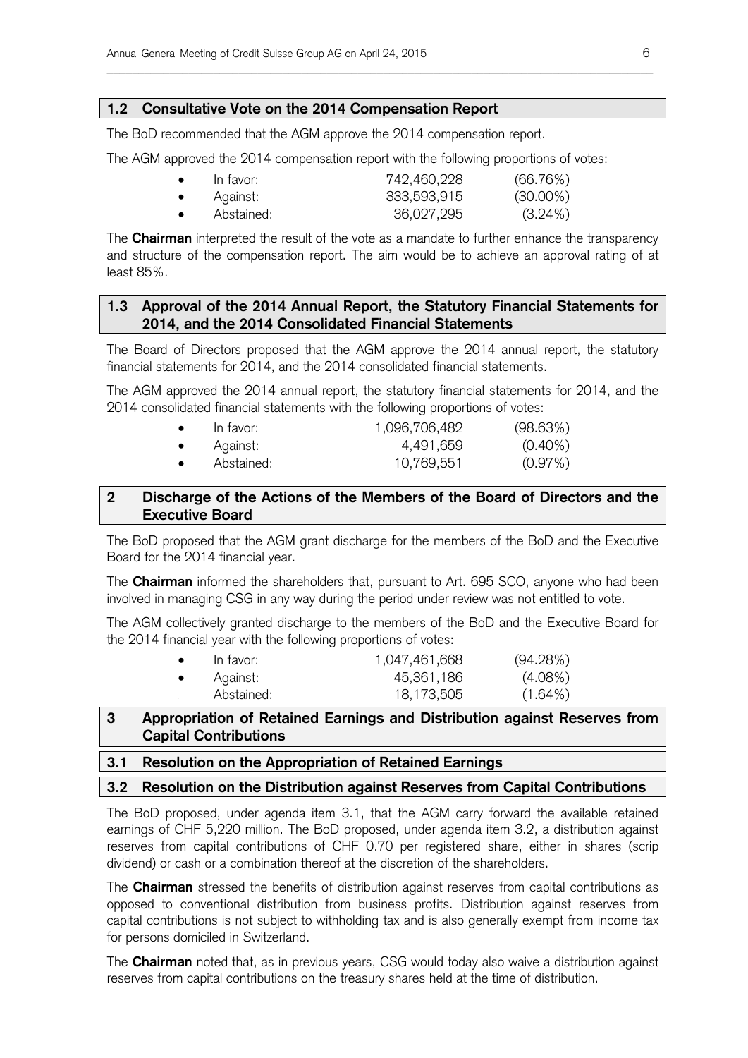## 1.2 Consultative Vote on the 2014 Compensation Report

The BoD recommended that the AGM approve the 2014 compensation report.

The AGM approved the 2014 compensation report with the following proportions of votes:

- In favor: 742,460,228 (66.76%)
- Against: 333,593,915 (30.00%)
- Abstained: 36,027,295 (3.24%)

The **Chairman** interpreted the result of the vote as a mandate to further enhance the transparency and structure of the compensation report. The aim would be to achieve an approval rating of at least 85%.

## 1.3 Approval of the 2014 Annual Report, the Statutory Financial Statements for 2014, and the 2014 Consolidated Financial Statements

The Board of Directors proposed that the AGM approve the 2014 annual report, the statutory financial statements for 2014, and the 2014 consolidated financial statements.

The AGM approved the 2014 annual report, the statutory financial statements for 2014, and the 2014 consolidated financial statements with the following proportions of votes:

- In favor: 1,096,706,482 (98.63%)
- Against: 4,491,659 (0.40%)
- Abstained: 10,769,551 (0.97%)

## 2 Discharge of the Actions of the Members of the Board of Directors and the Executive Board

The BoD proposed that the AGM grant discharge for the members of the BoD and the Executive Board for the 2014 financial year.

The **Chairman** informed the shareholders that, pursuant to Art. 695 SCO, anyone who had been involved in managing CSG in any way during the period under review was not entitled to vote.

The AGM collectively granted discharge to the members of the BoD and the Executive Board for the 2014 financial year with the following proportions of votes:

- In favor: 1,047,461,668 (94.28%)
- Against: 45,361,186 (4.08%)
- Abstained: 18,173,505 (1.64%)

## 3 Appropriation of Retained Earnings and Distribution against Reserves from Capital Contributions

## 3.1 Resolution on the Appropriation of Retained Earnings

## 3.2 Resolution on the Distribution against Reserves from Capital Contributions

The BoD proposed, under agenda item 3.1, that the AGM carry forward the available retained earnings of CHF 5,220 million. The BoD proposed, under agenda item 3.2, a distribution against reserves from capital contributions of CHF 0.70 per registered share, either in shares (scrip dividend) or cash or a combination thereof at the discretion of the shareholders.

The **Chairman** stressed the benefits of distribution against reserves from capital contributions as opposed to conventional distribution from business profits. Distribution against reserves from capital contributions is not subject to withholding tax and is also generally exempt from income tax for persons domiciled in Switzerland.

The **Chairman** noted that, as in previous years, CSG would today also waive a distribution against reserves from capital contributions on the treasury shares held at the time of distribution.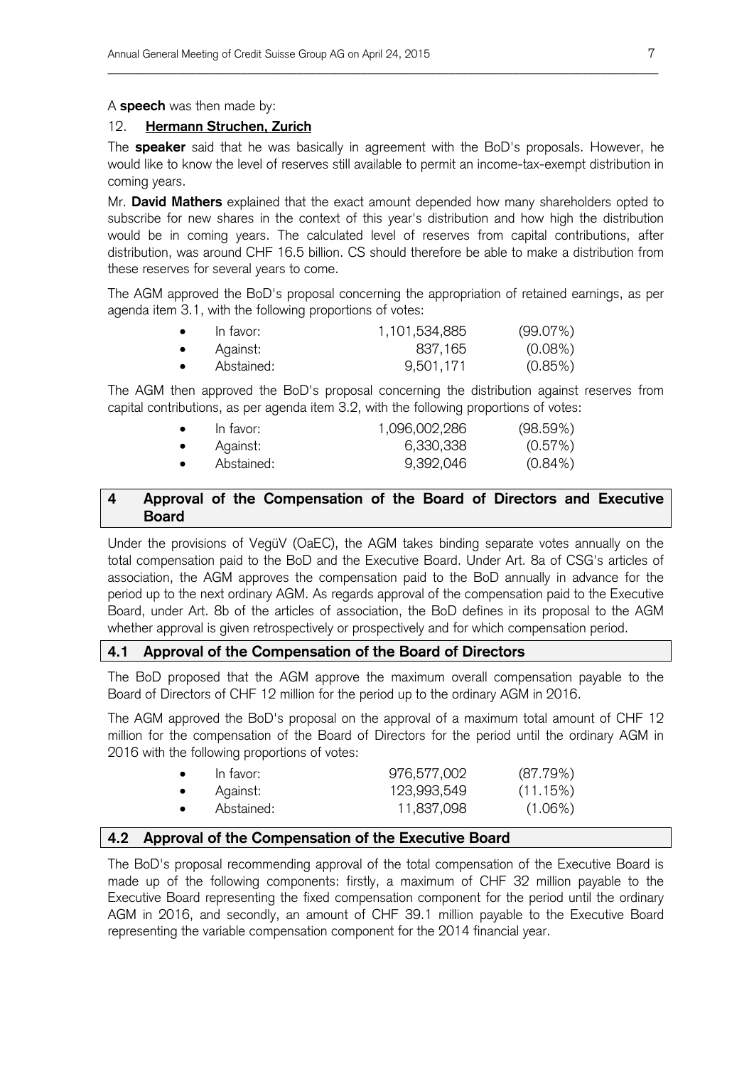A **speech** was then made by:

12. **Hermann Struchen, Zurich**

The **speaker** said that he was basically in agreement with the BoD's proposals. However, he would like to know the level of reserves still available to permit an income-tax-exempt distribution in coming years.

Mr. **David Mathers** explained that the exact amount depended how many shareholders opted to subscribe for new shares in the context of this year's distribution and how high the distribution would be in coming years. The calculated level of reserves from capital contributions, after distribution, was around CHF 16.5 billion. CS should therefore be able to make a distribution from these reserves for several years to come.

The AGM approved the BoD's proposal concerning the appropriation of retained earnings, as per agenda item 3.1, with the following proportions of votes:

- In favor: 1,101,534,885 (99.07%)
- Against: 837,165 (0.08%)
- Abstained: 9,501,171 (0.85%)

The AGM then approved the BoD's proposal concerning the distribution against reserves from capital contributions, as per agenda item 3.2, with the following proportions of votes:

- In favor: 1,096,002,286 (98.59%)
- Against: 6,330,338 (0.57%)
- Abstained: 9,392,046 (0.84%)

## 4 Approval of the Compensation of the Board of Directors and Executive Board

Under the provisions of VegüV (OaEC), the AGM takes binding separate votes annually on the total compensation paid to the BoD and the Executive Board. Under Art. 8a of CSG's articles of association, the AGM approves the compensation paid to the BoD annually in advance for the period up to the next ordinary AGM. As regards approval of the compensation paid to the Executive Board, under Art. 8b of the articles of association, the BoD defines in its proposal to the AGM whether approval is given retrospectively or prospectively and for which compensation period.

### 4.1 Approval of the Compensation of the Board of Directors

The BoD proposed that the AGM approve the maximum overall compensation payable to the Board of Directors of CHF 12 million for the period up to the ordinary AGM in 2016.

The AGM approved the BoD's proposal on the approval of a maximum total amount of CHF 12 million for the compensation of the Board of Directors for the period until the ordinary AGM in 2016 with the following proportions of votes:

- In favor: 976,577,002 (87.79%)
- Against: 123,993,549 (11.15%)
- Abstained: 11,837,098 (1.06%)

### 4.2 Approval of the Compensation of the Executive Board

The BoD's proposal recommending approval of the total compensation of the Executive Board is made up of the following components: firstly, a maximum of CHF 32 million payable to the Executive Board representing the fixed compensation component for the period until the ordinary AGM in 2016, and secondly, an amount of CHF 39.1 million payable to the Executive Board representing the variable compensation component for the 2014 financial year.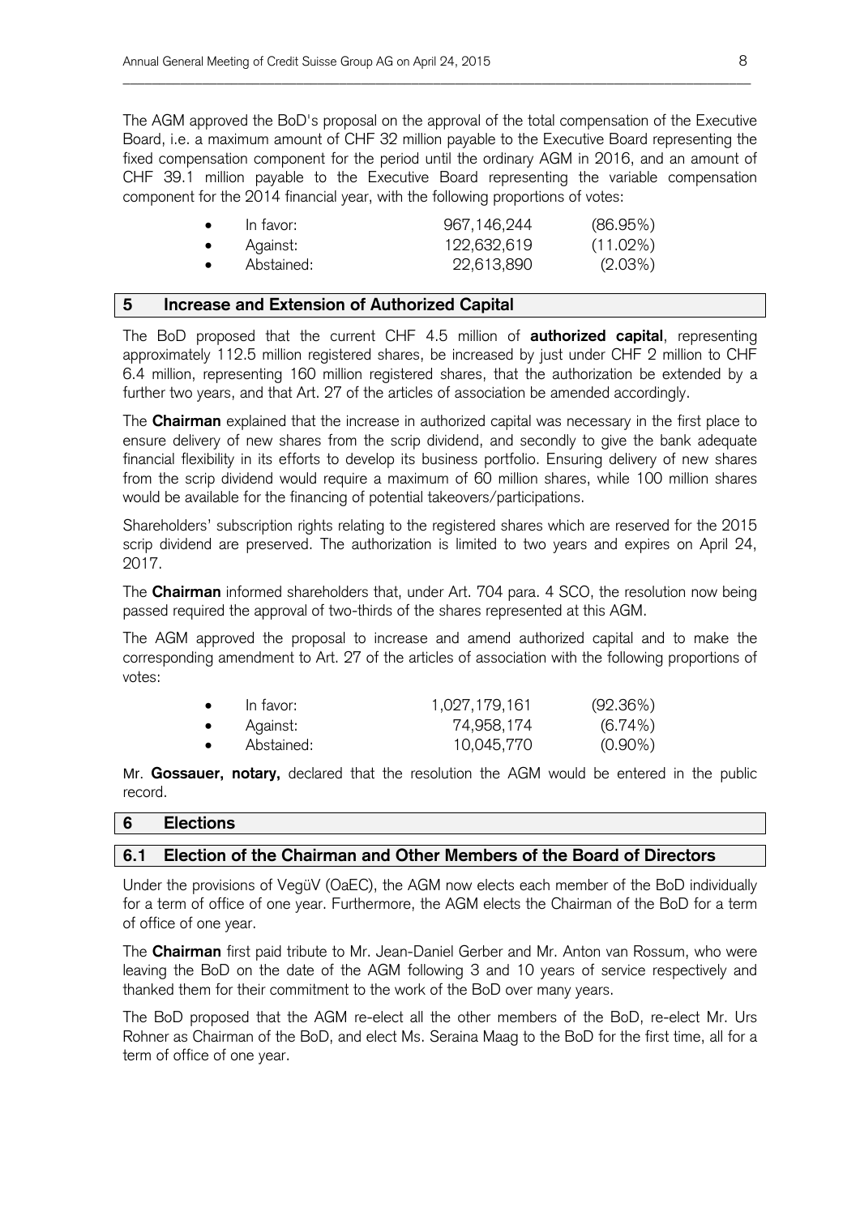The AGM approved the BoD's proposal on the approval of the total compensation of the Executive Board, i.e. a maximum amount of CHF 32 million payable to the Executive Board representing the fixed compensation component for the period until the ordinary AGM in 2016, and an amount of CHF 39.1 million payable to the Executive Board representing the variable compensation component for the 2014 financial year, with the following proportions of votes:

| | | |
|---|---|---|
| • In favor: | 967,146,244 | (86.95%) |
| • Against: | 122,632,619 | (11.02%) |
| • Abstained: | 22,613,890 | (2.03%) |

## 5 Increase and Extension of Authorized Capital

The BoD proposed that the current CHF 4.5 million of **authorized capital**, representing approximately 112.5 million registered shares, be increased by just under CHF 2 million to CHF 6.4 million, representing 160 million registered shares, that the authorization be extended by a further two years, and that Art. 27 of the articles of association be amended accordingly.

The **Chairman** explained that the increase in authorized capital was necessary in the first place to ensure delivery of new shares from the scrip dividend, and secondly to give the bank adequate financial flexibility in its efforts to develop its business portfolio. Ensuring delivery of new shares from the scrip dividend would require a maximum of 60 million shares, while 100 million shares would be available for the financing of potential takeovers/participations.

Shareholders' subscription rights relating to the registered shares which are reserved for the 2015 scrip dividend are preserved. The authorization is limited to two years and expires on April 24, 2017.

The **Chairman** informed shareholders that, under Art. 704 para. 4 SCO, the resolution now being passed required the approval of two-thirds of the shares represented at this AGM.

The AGM approved the proposal to increase and amend authorized capital and to make the corresponding amendment to Art. 27 of the articles of association with the following proportions of votes:

| | | |
|---|---|---|
| • In favor: | 1,027,179,161 | (92.36%) |
| • Against: | 74,958,174 | (6.74%) |
| • Abstained: | 10,045,770 | (0.90%) |

Mr. **Gossauer, notary,** declared that the resolution the AGM would be entered in the public record.

## 6 Elections

### 6.1 Election of the Chairman and Other Members of the Board of Directors

Under the provisions of VegüV (OaEC), the AGM now elects each member of the BoD individually for a term of office of one year. Furthermore, the AGM elects the Chairman of the BoD for a term of office of one year.

The **Chairman** first paid tribute to Mr. Jean-Daniel Gerber and Mr. Anton van Rossum, who were leaving the BoD on the date of the AGM following 3 and 10 years of service respectively and thanked them for their commitment to the work of the BoD over many years.

The BoD proposed that the AGM re-elect all the other members of the BoD, re-elect Mr. Urs Rohner as Chairman of the BoD, and elect Ms. Seraina Maag to the BoD for the first time, all for a term of office of one year.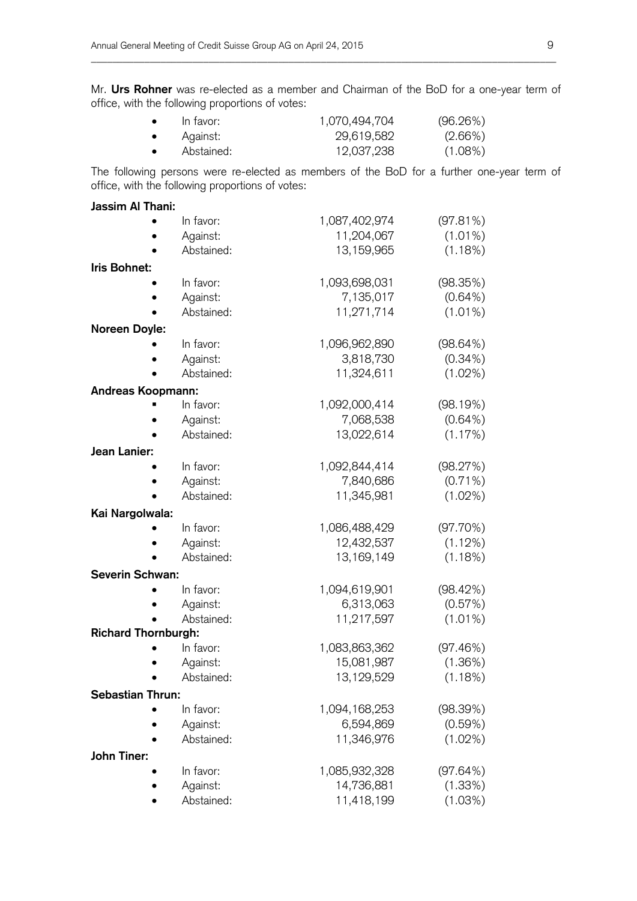Mr. **Urs Rohner** was re-elected as a member and Chairman of the BoD for a one-year term of office, with the following proportions of votes:

- In favor: 1,070,494,704 (96.26%)
- Against: 29,619,582 (2.66%)
- Abstained: 12,037,238 (1.08%)

The following persons were re-elected as members of the BoD for a further one-year term of office, with the following proportions of votes:

**Jassim Al Thani:**

- In favor: 1,087,402,974 (97.81%)
- Against: 11,204,067 (1.01%)
- Abstained: 13,159,965 (1.18%)

**Iris Bohnet:**

- In favor: 1,093,698,031 (98.35%)
- Against: 7,135,017 (0.64%)
- Abstained: 11,271,714 (1.01%)

**Noreen Doyle:**

- In favor: 1,096,962,890 (98.64%)
- Against: 3,818,730 (0.34%)
- Abstained: 11,324,611 (1.02%)

**Andreas Koopmann:**

- In favor: 1,092,000,414 (98.19%)
- Against: 7,068,538 (0.64%)
- Abstained: 13,022,614 (1.17%)

**Jean Lanier:**

- In favor: 1,092,844,414 (98.27%)
- Against: 7,840,686 (0.71%)
- Abstained: 11,345,981 (1.02%)

**Kai Nargolwala:**

- In favor: 1,086,488,429 (97.70%)
- Against: 12,432,537 (1.12%)
- Abstained: 13,169,149 (1.18%)

**Severin Schwan:**

- In favor: 1,094,619,901 (98.42%)
- Against: 6,313,063 (0.57%)
- Abstained: 11,217,597 (1.01%)

**Richard Thornburgh:**

- In favor: 1,083,863,362 (97.46%)
- Against: 15,081,987 (1.36%)
- Abstained: 13,129,529 (1.18%)

**Sebastian Thrun:**

- In favor: 1,094,168,253 (98.39%)
- Against: 6,594,869 (0.59%)
- Abstained: 11,346,976 (1.02%)

**John Tiner:**

- In favor: 1,085,932,328 (97.64%)
- Against: 14,736,881 (1.33%)
- Abstained: 11,418,199 (1.03%)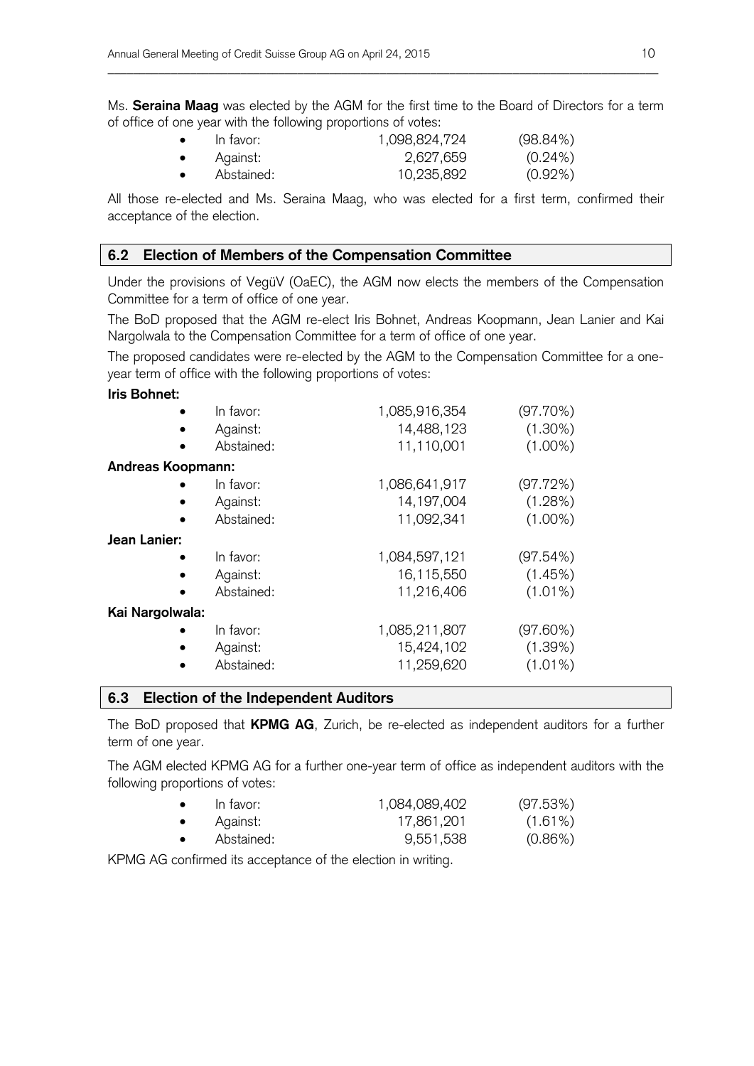Ms. **Seraina Maag** was elected by the AGM for the first time to the Board of Directors for a term of office of one year with the following proportions of votes:

- In favor: 1,098,824,724 (98.84%)
- Against: 2,627,659 (0.24%)
- Abstained: 10,235,892 (0.92%)

All those re-elected and Ms. Seraina Maag, who was elected for a first term, confirmed their acceptance of the election.

## 6.2 Election of Members of the Compensation Committee

Under the provisions of VegüV (OaEC), the AGM now elects the members of the Compensation Committee for a term of office of one year.

The BoD proposed that the AGM re-elect Iris Bohnet, Andreas Koopmann, Jean Lanier and Kai Nargolwala to the Compensation Committee for a term of office of one year.

The proposed candidates were re-elected by the AGM to the Compensation Committee for a one-year term of office with the following proportions of votes:

**Iris Bohnet:**

- In favor: 1,085,916,354 (97.70%)
- Against: 14,488,123 (1.30%)
- Abstained: 11,110,001 (1.00%)

**Andreas Koopmann:**

- In favor: 1,086,641,917 (97.72%)
- Against: 14,197,004 (1.28%)
- Abstained: 11,092,341 (1.00%)

**Jean Lanier:**

- In favor: 1,084,597,121 (97.54%)
- Against: 16,115,550 (1.45%)
- Abstained: 11,216,406 (1.01%)

**Kai Nargolwala:**

- In favor: 1,085,211,807 (97.60%)
- Against: 15,424,102 (1.39%)
- Abstained: 11,259,620 (1.01%)

## 6.3 Election of the Independent Auditors

The BoD proposed that **KPMG AG**, Zurich, be re-elected as independent auditors for a further term of one year.

The AGM elected KPMG AG for a further one-year term of office as independent auditors with the following proportions of votes:

- In favor: 1,084,089,402 (97.53%)
- Against: 17,861,201 (1.61%)
- Abstained: 9,551,538 (0.86%)

KPMG AG confirmed its acceptance of the election in writing.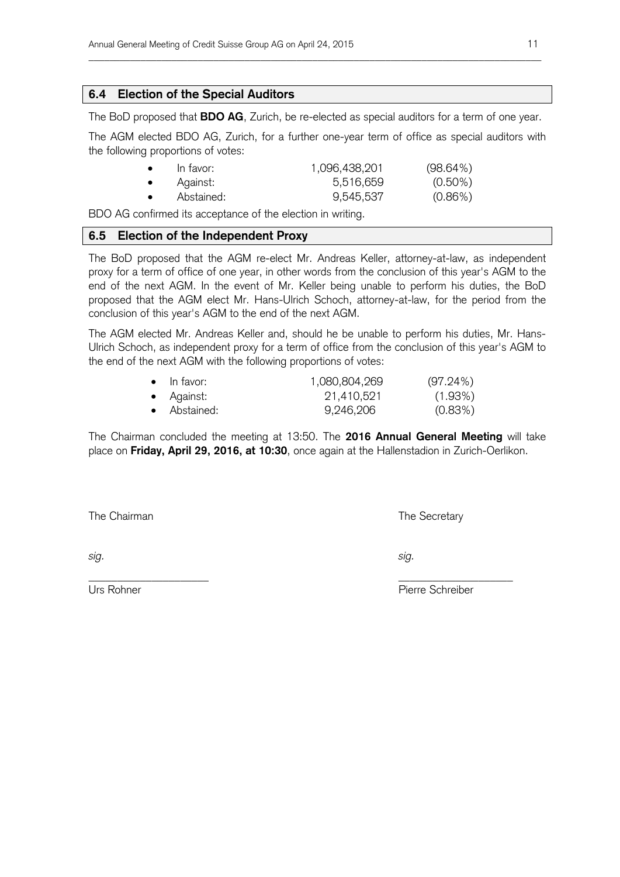## 6.4 Election of the Special Auditors

The BoD proposed that **BDO AG**, Zurich, be re-elected as special auditors for a term of one year.

The AGM elected BDO AG, Zurich, for a further one-year term of office as special auditors with the following proportions of votes:

- In favor: 1,096,438,201 (98.64%)
- Against: 5,516,659 (0.50%)
- Abstained: 9,545,537 (0.86%)

BDO AG confirmed its acceptance of the election in writing.

## 6.5 Election of the Independent Proxy

The BoD proposed that the AGM re-elect Mr. Andreas Keller, attorney-at-law, as independent proxy for a term of office of one year, in other words from the conclusion of this year's AGM to the end of the next AGM. In the event of Mr. Keller being unable to perform his duties, the BoD proposed that the AGM elect Mr. Hans-Ulrich Schoch, attorney-at-law, for the period from the conclusion of this year's AGM to the end of the next AGM.

The AGM elected Mr. Andreas Keller and, should he be unable to perform his duties, Mr. Hans-Ulrich Schoch, as independent proxy for a term of office from the conclusion of this year's AGM to the end of the next AGM with the following proportions of votes:

- In favor: 1,080,804,269 (97.24%)
- Against: 21,410,521 (1.93%)
- Abstained: 9,246,206 (0.83%)

The Chairman concluded the meeting at 13:50. The **2016 Annual General Meeting** will take place on **Friday, April 29, 2016, at 10:30**, once again at the Hallenstadion in Zurich-Oerlikon.

| The Chairman | The Secretary |
|---|---|
| *sig.* | *sig.* |
| Urs Rohner | Pierre Schreiber |